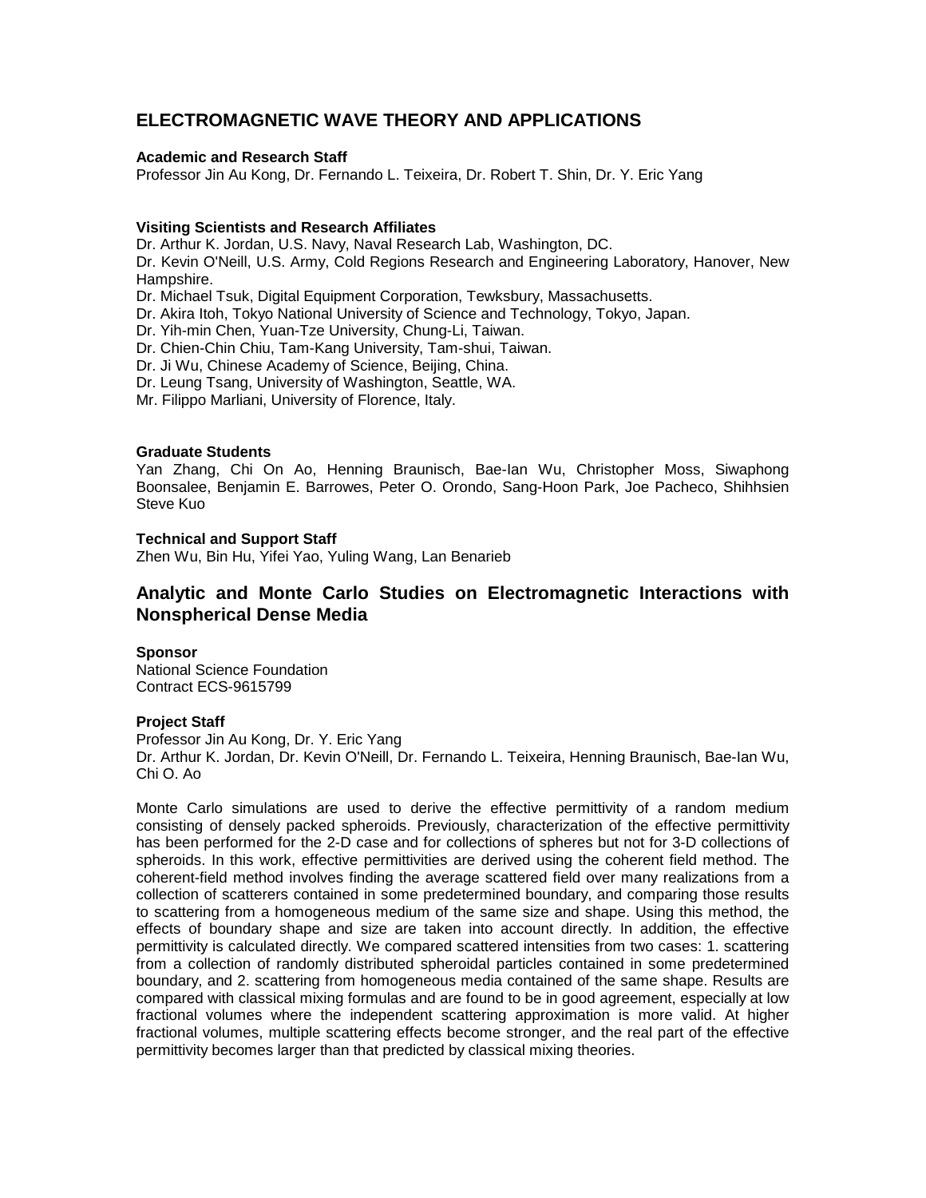# ELECTROMAGNETIC WAVE THEORY AND APPLICATIONS

**Academic and Research Staff**

Professor Jin Au Kong, Dr. Fernando L. Teixeira, Dr. Robert T. Shin, Dr. Y. Eric Yang

**Visiting Scientists and Research Affiliates**

Dr. Arthur K. Jordan, U.S. Navy, Naval Research Lab, Washington, DC.
Dr. Kevin O'Neill, U.S. Army, Cold Regions Research and Engineering Laboratory, Hanover, New Hampshire.
Dr. Michael Tsuk, Digital Equipment Corporation, Tewksbury, Massachusetts.
Dr. Akira Itoh, Tokyo National University of Science and Technology, Tokyo, Japan.
Dr. Yih-min Chen, Yuan-Tze University, Chung-Li, Taiwan.
Dr. Chien-Chin Chiu, Tam-Kang University, Tam-shui, Taiwan.
Dr. Ji Wu, Chinese Academy of Science, Beijing, China.
Dr. Leung Tsang, University of Washington, Seattle, WA.
Mr. Filippo Marliani, University of Florence, Italy.

**Graduate Students**

Yan Zhang, Chi On Ao, Henning Braunisch, Bae-Ian Wu, Christopher Moss, Siwaphong Boonsalee, Benjamin E. Barrowes, Peter O. Orondo, Sang-Hoon Park, Joe Pacheco, Shihhsien Steve Kuo

**Technical and Support Staff**

Zhen Wu, Bin Hu, Yifei Yao, Yuling Wang, Lan Benarieb

## Analytic and Monte Carlo Studies on Electromagnetic Interactions with Nonspherical Dense Media

**Sponsor**

National Science Foundation
Contract ECS-9615799

**Project Staff**

Professor Jin Au Kong, Dr. Y. Eric Yang
Dr. Arthur K. Jordan, Dr. Kevin O'Neill, Dr. Fernando L. Teixeira, Henning Braunisch, Bae-Ian Wu, Chi O. Ao

Monte Carlo simulations are used to derive the effective permittivity of a random medium consisting of densely packed spheroids. Previously, characterization of the effective permittivity has been performed for the 2-D case and for collections of spheres but not for 3-D collections of spheroids. In this work, effective permittivities are derived using the coherent field method. The coherent-field method involves finding the average scattered field over many realizations from a collection of scatterers contained in some predetermined boundary, and comparing those results to scattering from a homogeneous medium of the same size and shape. Using this method, the effects of boundary shape and size are taken into account directly. In addition, the effective permittivity is calculated directly. We compared scattered intensities from two cases: 1. scattering from a collection of randomly distributed spheroidal particles contained in some predetermined boundary, and 2. scattering from homogeneous media contained of the same shape. Results are compared with classical mixing formulas and are found to be in good agreement, especially at low fractional volumes where the independent scattering approximation is more valid. At higher fractional volumes, multiple scattering effects become stronger, and the real part of the effective permittivity becomes larger than that predicted by classical mixing theories.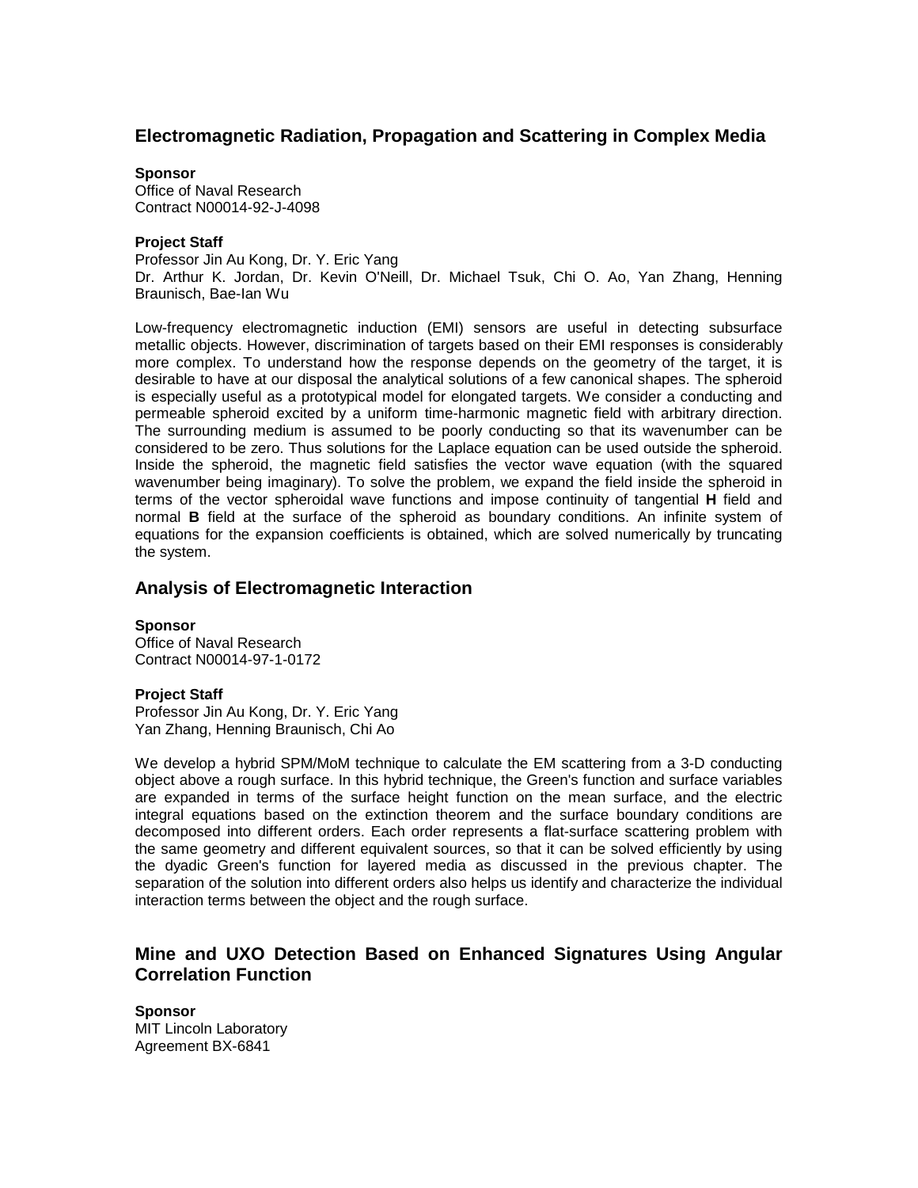## Electromagnetic Radiation, Propagation and Scattering in Complex Media

**Sponsor**
Office of Naval Research
Contract N00014-92-J-4098

**Project Staff**
Professor Jin Au Kong, Dr. Y. Eric Yang
Dr. Arthur K. Jordan, Dr. Kevin O'Neill, Dr. Michael Tsuk, Chi O. Ao, Yan Zhang, Henning Braunisch, Bae-Ian Wu

Low-frequency electromagnetic induction (EMI) sensors are useful in detecting subsurface metallic objects. However, discrimination of targets based on their EMI responses is considerably more complex. To understand how the response depends on the geometry of the target, it is desirable to have at our disposal the analytical solutions of a few canonical shapes. The spheroid is especially useful as a prototypical model for elongated targets. We consider a conducting and permeable spheroid excited by a uniform time-harmonic magnetic field with arbitrary direction. The surrounding medium is assumed to be poorly conducting so that its wavenumber can be considered to be zero. Thus solutions for the Laplace equation can be used outside the spheroid. Inside the spheroid, the magnetic field satisfies the vector wave equation (with the squared wavenumber being imaginary). To solve the problem, we expand the field inside the spheroid in terms of the vector spheroidal wave functions and impose continuity of tangential **H** field and normal **B** field at the surface of the spheroid as boundary conditions. An infinite system of equations for the expansion coefficients is obtained, which are solved numerically by truncating the system.

## Analysis of Electromagnetic Interaction

**Sponsor**
Office of Naval Research
Contract N00014-97-1-0172

**Project Staff**
Professor Jin Au Kong, Dr. Y. Eric Yang
Yan Zhang, Henning Braunisch, Chi Ao

We develop a hybrid SPM/MoM technique to calculate the EM scattering from a 3-D conducting object above a rough surface. In this hybrid technique, the Green's function and surface variables are expanded in terms of the surface height function on the mean surface, and the electric integral equations based on the extinction theorem and the surface boundary conditions are decomposed into different orders. Each order represents a flat-surface scattering problem with the same geometry and different equivalent sources, so that it can be solved efficiently by using the dyadic Green's function for layered media as discussed in the previous chapter. The separation of the solution into different orders also helps us identify and characterize the individual interaction terms between the object and the rough surface.

## Mine and UXO Detection Based on Enhanced Signatures Using Angular Correlation Function

**Sponsor**
MIT Lincoln Laboratory
Agreement BX-6841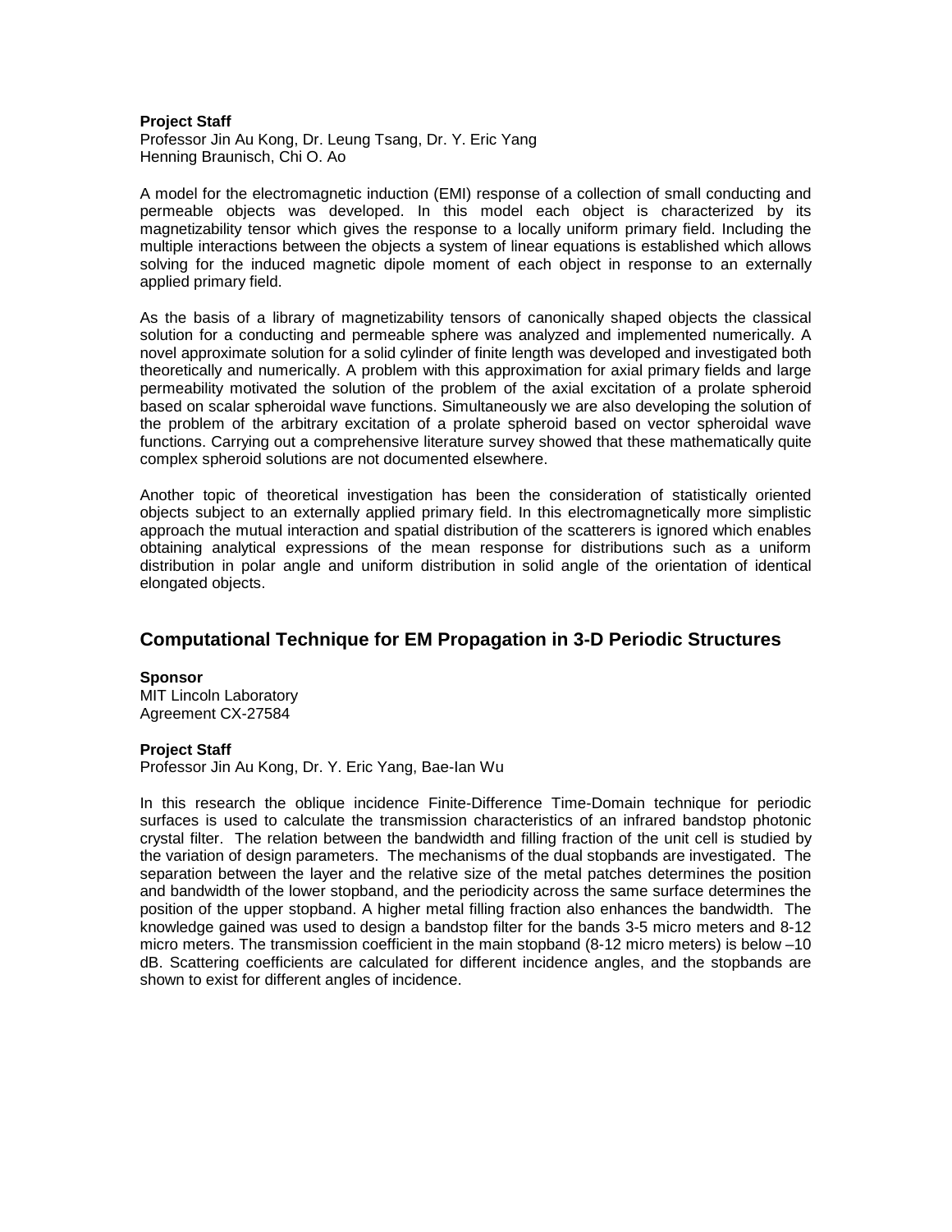**Project Staff**
Professor Jin Au Kong, Dr. Leung Tsang, Dr. Y. Eric Yang
Henning Braunisch, Chi O. Ao

A model for the electromagnetic induction (EMI) response of a collection of small conducting and permeable objects was developed. In this model each object is characterized by its magnetizability tensor which gives the response to a locally uniform primary field. Including the multiple interactions between the objects a system of linear equations is established which allows solving for the induced magnetic dipole moment of each object in response to an externally applied primary field.

As the basis of a library of magnetizability tensors of canonically shaped objects the classical solution for a conducting and permeable sphere was analyzed and implemented numerically. A novel approximate solution for a solid cylinder of finite length was developed and investigated both theoretically and numerically. A problem with this approximation for axial primary fields and large permeability motivated the solution of the problem of the axial excitation of a prolate spheroid based on scalar spheroidal wave functions. Simultaneously we are also developing the solution of the problem of the arbitrary excitation of a prolate spheroid based on vector spheroidal wave functions. Carrying out a comprehensive literature survey showed that these mathematically quite complex spheroid solutions are not documented elsewhere.

Another topic of theoretical investigation has been the consideration of statistically oriented objects subject to an externally applied primary field. In this electromagnetically more simplistic approach the mutual interaction and spatial distribution of the scatterers is ignored which enables obtaining analytical expressions of the mean response for distributions such as a uniform distribution in polar angle and uniform distribution in solid angle of the orientation of identical elongated objects.

## Computational Technique for EM Propagation in 3-D Periodic Structures

**Sponsor**
MIT Lincoln Laboratory
Agreement CX-27584

**Project Staff**
Professor Jin Au Kong, Dr. Y. Eric Yang, Bae-Ian Wu

In this research the oblique incidence Finite-Difference Time-Domain technique for periodic surfaces is used to calculate the transmission characteristics of an infrared bandstop photonic crystal filter. The relation between the bandwidth and filling fraction of the unit cell is studied by the variation of design parameters. The mechanisms of the dual stopbands are investigated. The separation between the layer and the relative size of the metal patches determines the position and bandwidth of the lower stopband, and the periodicity across the same surface determines the position of the upper stopband. A higher metal filling fraction also enhances the bandwidth. The knowledge gained was used to design a bandstop filter for the bands 3-5 micro meters and 8-12 micro meters. The transmission coefficient in the main stopband (8-12 micro meters) is below –10 dB. Scattering coefficients are calculated for different incidence angles, and the stopbands are shown to exist for different angles of incidence.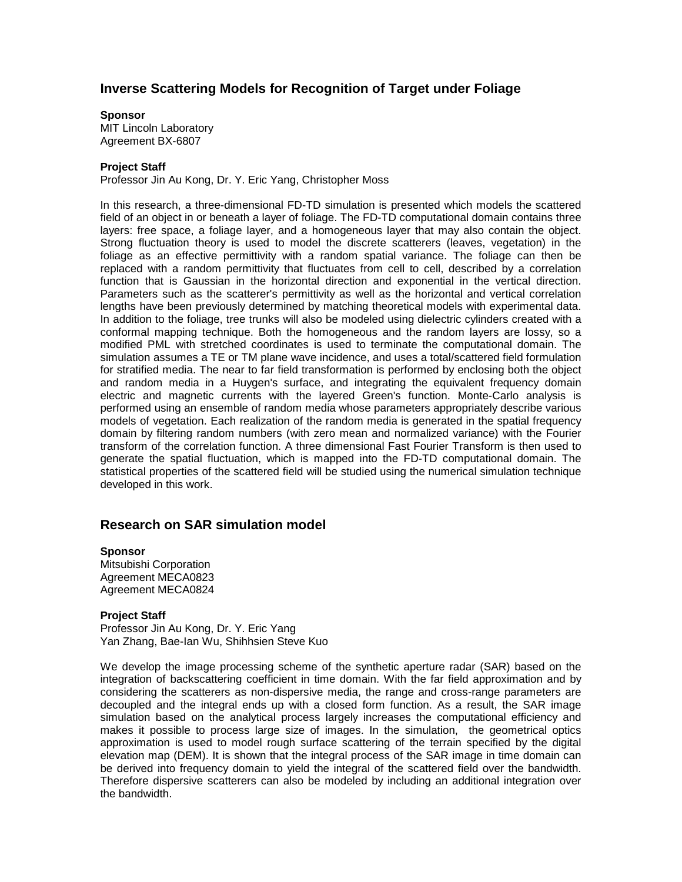## Inverse Scattering Models for Recognition of Target under Foliage

**Sponsor**
MIT Lincoln Laboratory
Agreement BX-6807

**Project Staff**
Professor Jin Au Kong, Dr. Y. Eric Yang, Christopher Moss

In this research, a three-dimensional FD-TD simulation is presented which models the scattered field of an object in or beneath a layer of foliage. The FD-TD computational domain contains three layers: free space, a foliage layer, and a homogeneous layer that may also contain the object. Strong fluctuation theory is used to model the discrete scatterers (leaves, vegetation) in the foliage as an effective permittivity with a random spatial variance. The foliage can then be replaced with a random permittivity that fluctuates from cell to cell, described by a correlation function that is Gaussian in the horizontal direction and exponential in the vertical direction. Parameters such as the scatterer's permittivity as well as the horizontal and vertical correlation lengths have been previously determined by matching theoretical models with experimental data. In addition to the foliage, tree trunks will also be modeled using dielectric cylinders created with a conformal mapping technique. Both the homogeneous and the random layers are lossy, so a modified PML with stretched coordinates is used to terminate the computational domain. The simulation assumes a TE or TM plane wave incidence, and uses a total/scattered field formulation for stratified media. The near to far field transformation is performed by enclosing both the object and random media in a Huygen's surface, and integrating the equivalent frequency domain electric and magnetic currents with the layered Green's function. Monte-Carlo analysis is performed using an ensemble of random media whose parameters appropriately describe various models of vegetation. Each realization of the random media is generated in the spatial frequency domain by filtering random numbers (with zero mean and normalized variance) with the Fourier transform of the correlation function. A three dimensional Fast Fourier Transform is then used to generate the spatial fluctuation, which is mapped into the FD-TD computational domain. The statistical properties of the scattered field will be studied using the numerical simulation technique developed in this work.

## Research on SAR simulation model

**Sponsor**
Mitsubishi Corporation
Agreement MECA0823
Agreement MECA0824

**Project Staff**
Professor Jin Au Kong, Dr. Y. Eric Yang
Yan Zhang, Bae-Ian Wu, Shihhsien Steve Kuo

We develop the image processing scheme of the synthetic aperture radar (SAR) based on the integration of backscattering coefficient in time domain. With the far field approximation and by considering the scatterers as non-dispersive media, the range and cross-range parameters are decoupled and the integral ends up with a closed form function. As a result, the SAR image simulation based on the analytical process largely increases the computational efficiency and makes it possible to process large size of images. In the simulation, the geometrical optics approximation is used to model rough surface scattering of the terrain specified by the digital elevation map (DEM). It is shown that the integral process of the SAR image in time domain can be derived into frequency domain to yield the integral of the scattered field over the bandwidth. Therefore dispersive scatterers can also be modeled by including an additional integration over the bandwidth.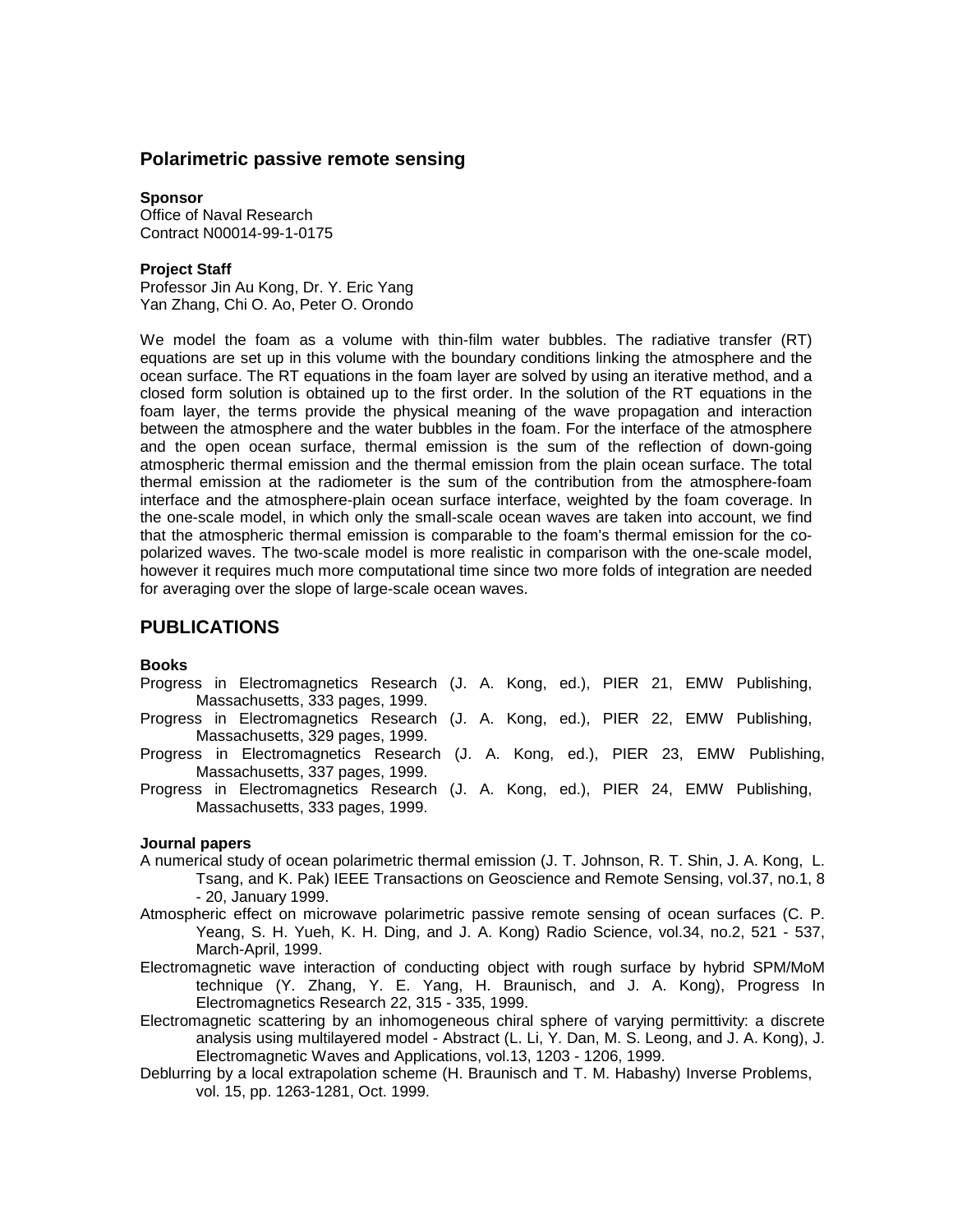## Polarimetric passive remote sensing

**Sponsor**
Office of Naval Research
Contract N00014-99-1-0175

**Project Staff**
Professor Jin Au Kong, Dr. Y. Eric Yang
Yan Zhang, Chi O. Ao, Peter O. Orondo

We model the foam as a volume with thin-film water bubbles. The radiative transfer (RT) equations are set up in this volume with the boundary conditions linking the atmosphere and the ocean surface. The RT equations in the foam layer are solved by using an iterative method, and a closed form solution is obtained up to the first order. In the solution of the RT equations in the foam layer, the terms provide the physical meaning of the wave propagation and interaction between the atmosphere and the water bubbles in the foam. For the interface of the atmosphere and the open ocean surface, thermal emission is the sum of the reflection of down-going atmospheric thermal emission and the thermal emission from the plain ocean surface. The total thermal emission at the radiometer is the sum of the contribution from the atmosphere-foam interface and the atmosphere-plain ocean surface interface, weighted by the foam coverage. In the one-scale model, in which only the small-scale ocean waves are taken into account, we find that the atmospheric thermal emission is comparable to the foam's thermal emission for the co-polarized waves. The two-scale model is more realistic in comparison with the one-scale model, however it requires much more computational time since two more folds of integration are needed for averaging over the slope of large-scale ocean waves.

## PUBLICATIONS

**Books**

Progress in Electromagnetics Research (J. A. Kong, ed.), PIER 21, EMW Publishing, Massachusetts, 333 pages, 1999.

Progress in Electromagnetics Research (J. A. Kong, ed.), PIER 22, EMW Publishing, Massachusetts, 329 pages, 1999.

Progress in Electromagnetics Research (J. A. Kong, ed.), PIER 23, EMW Publishing, Massachusetts, 337 pages, 1999.

Progress in Electromagnetics Research (J. A. Kong, ed.), PIER 24, EMW Publishing, Massachusetts, 333 pages, 1999.

**Journal papers**

A numerical study of ocean polarimetric thermal emission (J. T. Johnson, R. T. Shin, J. A. Kong, L. Tsang, and K. Pak) IEEE Transactions on Geoscience and Remote Sensing, vol.37, no.1, 8 - 20, January 1999.

Atmospheric effect on microwave polarimetric passive remote sensing of ocean surfaces (C. P. Yeang, S. H. Yueh, K. H. Ding, and J. A. Kong) Radio Science, vol.34, no.2, 521 - 537, March-April, 1999.

Electromagnetic wave interaction of conducting object with rough surface by hybrid SPM/MoM technique (Y. Zhang, Y. E. Yang, H. Braunisch, and J. A. Kong), Progress In Electromagnetics Research 22, 315 - 335, 1999.

Electromagnetic scattering by an inhomogeneous chiral sphere of varying permittivity: a discrete analysis using multilayered model - Abstract (L. Li, Y. Dan, M. S. Leong, and J. A. Kong), J. Electromagnetic Waves and Applications, vol.13, 1203 - 1206, 1999.

Deblurring by a local extrapolation scheme (H. Braunisch and T. M. Habashy) Inverse Problems, vol. 15, pp. 1263-1281, Oct. 1999.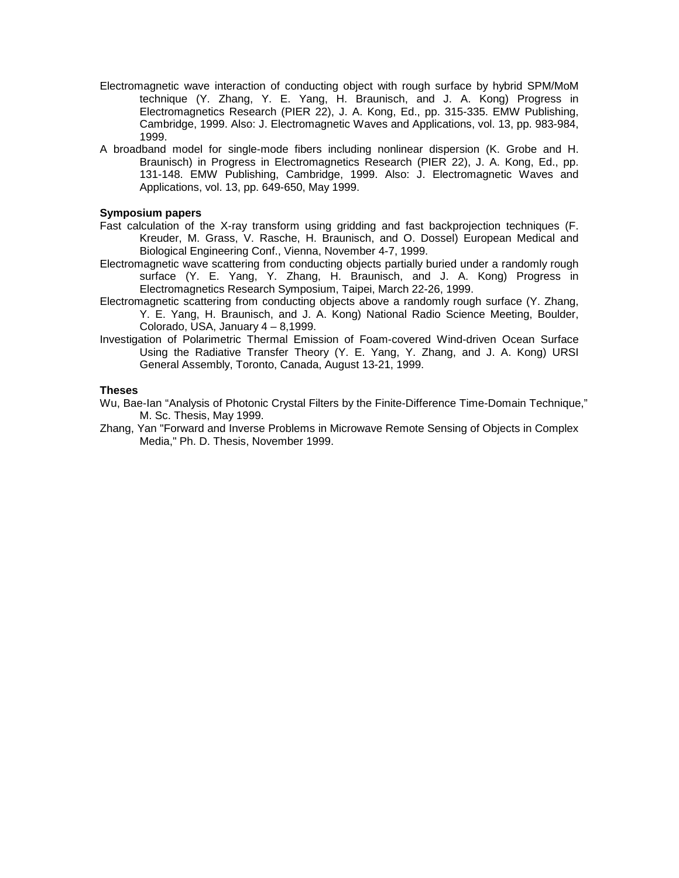Electromagnetic wave interaction of conducting object with rough surface by hybrid SPM/MoM technique (Y. Zhang, Y. E. Yang, H. Braunisch, and J. A. Kong) Progress in Electromagnetics Research (PIER 22), J. A. Kong, Ed., pp. 315-335. EMW Publishing, Cambridge, 1999. Also: J. Electromagnetic Waves and Applications, vol. 13, pp. 983-984, 1999.

A broadband model for single-mode fibers including nonlinear dispersion (K. Grobe and H. Braunisch) in Progress in Electromagnetics Research (PIER 22), J. A. Kong, Ed., pp. 131-148. EMW Publishing, Cambridge, 1999. Also: J. Electromagnetic Waves and Applications, vol. 13, pp. 649-650, May 1999.

**Symposium papers**

Fast calculation of the X-ray transform using gridding and fast backprojection techniques (F. Kreuder, M. Grass, V. Rasche, H. Braunisch, and O. Dossel) European Medical and Biological Engineering Conf., Vienna, November 4-7, 1999.

Electromagnetic wave scattering from conducting objects partially buried under a randomly rough surface (Y. E. Yang, Y. Zhang, H. Braunisch, and J. A. Kong) Progress in Electromagnetics Research Symposium, Taipei, March 22-26, 1999.

Electromagnetic scattering from conducting objects above a randomly rough surface (Y. Zhang, Y. E. Yang, H. Braunisch, and J. A. Kong) National Radio Science Meeting, Boulder, Colorado, USA, January 4 – 8,1999.

Investigation of Polarimetric Thermal Emission of Foam-covered Wind-driven Ocean Surface Using the Radiative Transfer Theory (Y. E. Yang, Y. Zhang, and J. A. Kong) URSI General Assembly, Toronto, Canada, August 13-21, 1999.

**Theses**

Wu, Bae-Ian "Analysis of Photonic Crystal Filters by the Finite-Difference Time-Domain Technique," M. Sc. Thesis, May 1999.

Zhang, Yan "Forward and Inverse Problems in Microwave Remote Sensing of Objects in Complex Media," Ph. D. Thesis, November 1999.